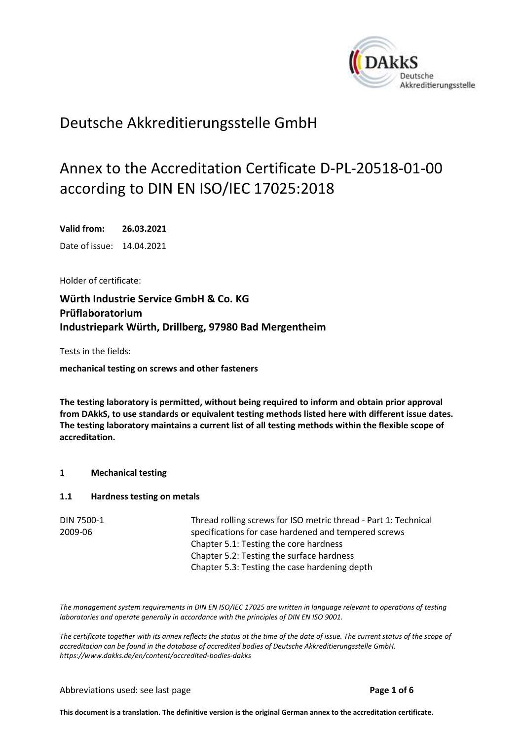# Deutsche Akkreditierungsstelle GmbH

## Annex to the Accreditation Certificate D-PL-20518-01-00 according to DIN EN ISO/IEC 17025:2018

**Valid from: 26.03.2021**

Date of issue: 14.04.2021

Holder of certificate:

**Würth Industrie Service GmbH & Co. KG**
**Prüflaboratorium**
**Industriepark Würth, Drillberg, 97980 Bad Mergentheim**

Tests in the fields:

**mechanical testing on screws and other fasteners**

**The testing laboratory is permitted, without being required to inform and obtain prior approval from DAkkS, to use standards or equivalent testing methods listed here with different issue dates. The testing laboratory maintains a current list of all testing methods within the flexible scope of accreditation.**

### 1 Mechanical testing

#### 1.1 Hardness testing on metals

| | |
|---|---|
| DIN 7500-1<br>2009-06 | Thread rolling screws for ISO metric thread - Part 1: Technical specifications for case hardened and tempered screws<br>Chapter 5.1: Testing the core hardness<br>Chapter 5.2: Testing the surface hardness<br>Chapter 5.3: Testing the case hardening depth |

*The management system requirements in DIN EN ISO/IEC 17025 are written in language relevant to operations of testing laboratories and operate generally in accordance with the principles of DIN EN ISO 9001.*

*The certificate together with its annex reflects the status at the time of the date of issue. The current status of the scope of accreditation can be found in the database of accredited bodies of Deutsche Akkreditierungsstelle GmbH. https://www.dakks.de/en/content/accredited-bodies-dakks*

Abbreviations used: see last page

**This document is a translation. The definitive version is the original German annex to the accreditation certificate.**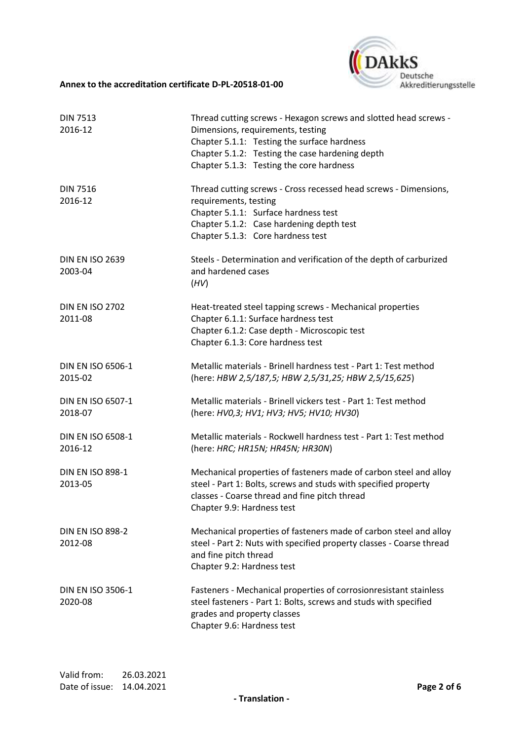| | |
|---|---|
| DIN 7513<br>2016-12 | Thread cutting screws - Hexagon screws and slotted head screws - Dimensions, requirements, testing<br>Chapter 5.1.1: Testing the surface hardness<br>Chapter 5.1.2: Testing the case hardening depth<br>Chapter 5.1.3: Testing the core hardness |
| DIN 7516<br>2016-12 | Thread cutting screws - Cross recessed head screws - Dimensions, requirements, testing<br>Chapter 5.1.1: Surface hardness test<br>Chapter 5.1.2: Case hardening depth test<br>Chapter 5.1.3: Core hardness test |
| DIN EN ISO 2639<br>2003-04 | Steels - Determination and verification of the depth of carburized and hardened cases<br>(*HV*) |
| DIN EN ISO 2702<br>2011-08 | Heat-treated steel tapping screws - Mechanical properties<br>Chapter 6.1.1: Surface hardness test<br>Chapter 6.1.2: Case depth - Microscopic test<br>Chapter 6.1.3: Core hardness test |
| DIN EN ISO 6506-1<br>2015-02 | Metallic materials - Brinell hardness test - Part 1: Test method<br>(here: *HBW 2,5/187,5; HBW 2,5/31,25; HBW 2,5/15,625*) |
| DIN EN ISO 6507-1<br>2018-07 | Metallic materials - Brinell vickers test - Part 1: Test method<br>(here: *HV0,3; HV1; HV3; HV5; HV10; HV30*) |
| DIN EN ISO 6508-1<br>2016-12 | Metallic materials - Rockwell hardness test - Part 1: Test method<br>(here: *HRC; HR15N; HR45N; HR30N*) |
| DIN EN ISO 898-1<br>2013-05 | Mechanical properties of fasteners made of carbon steel and alloy steel - Part 1: Bolts, screws and studs with specified property classes - Coarse thread and fine pitch thread<br>Chapter 9.9: Hardness test |
| DIN EN ISO 898-2<br>2012-08 | Mechanical properties of fasteners made of carbon steel and alloy steel - Part 2: Nuts with specified property classes - Coarse thread and fine pitch thread<br>Chapter 9.2: Hardness test |
| DIN EN ISO 3506-1<br>2020-08 | Fasteners - Mechanical properties of corrosionresistant stainless steel fasteners - Part 1: Bolts, screws and studs with specified grades and property classes<br>Chapter 9.6: Hardness test |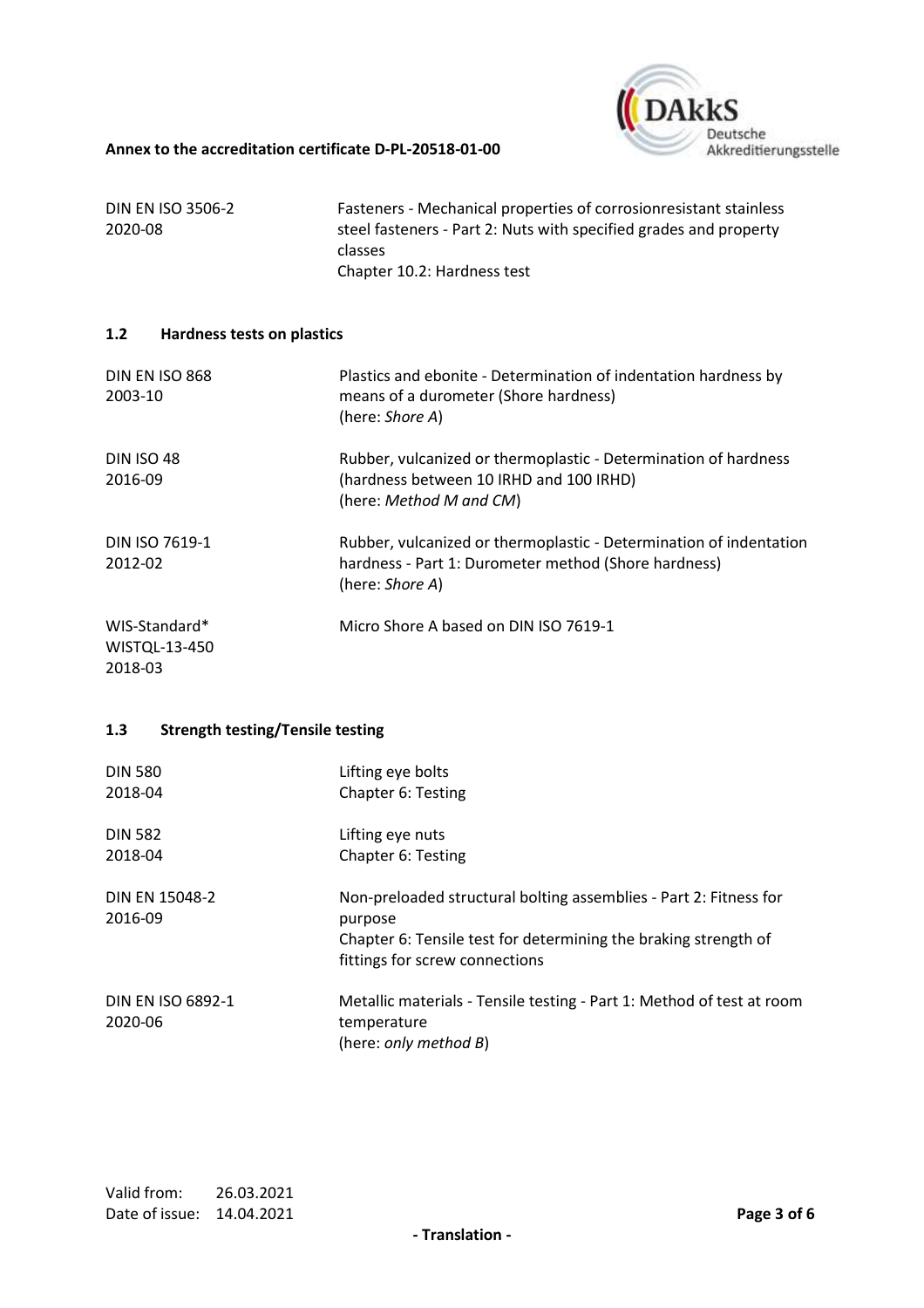| | |
|---|---|
| DIN EN ISO 3506-2<br>2020-08 | Fasteners - Mechanical properties of corrosionresistant stainless steel fasteners - Part 2: Nuts with specified grades and property classes<br>Chapter 10.2: Hardness test |

### 1.2 Hardness tests on plastics

| | |
|---|---|
| DIN EN ISO 868<br>2003-10 | Plastics and ebonite - Determination of indentation hardness by means of a durometer (Shore hardness)<br>(here: *Shore A*) |
| DIN ISO 48<br>2016-09 | Rubber, vulcanized or thermoplastic - Determination of hardness (hardness between 10 IRHD and 100 IRHD)<br>(here: *Method M and CM*) |
| DIN ISO 7619-1<br>2012-02 | Rubber, vulcanized or thermoplastic - Determination of indentation hardness - Part 1: Durometer method (Shore hardness)<br>(here: *Shore A*) |
| WIS-Standard*<br>WISTQL-13-450<br>2018-03 | Micro Shore A based on DIN ISO 7619-1 |

### 1.3 Strength testing/Tensile testing

| | |
|---|---|
| DIN 580<br>2018-04 | Lifting eye bolts<br>Chapter 6: Testing |
| DIN 582<br>2018-04 | Lifting eye nuts<br>Chapter 6: Testing |
| DIN EN 15048-2<br>2016-09 | Non-preloaded structural bolting assemblies - Part 2: Fitness for purpose<br>Chapter 6: Tensile test for determining the braking strength of fittings for screw connections |
| DIN EN ISO 6892-1<br>2020-06 | Metallic materials - Tensile testing - Part 1: Method of test at room temperature<br>(here: *only method B*) |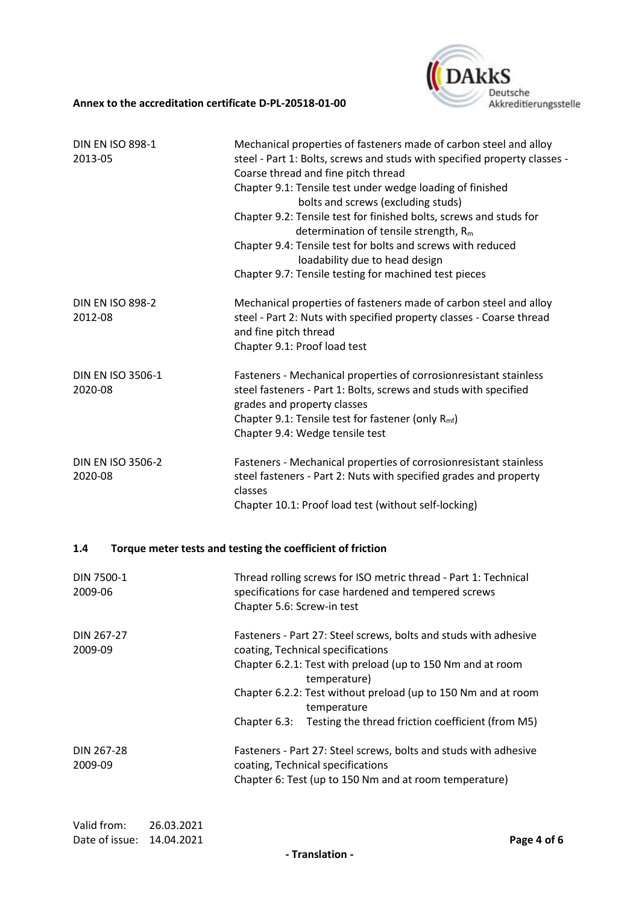| | |
|---|---|
| DIN EN ISO 898-1<br>2013-05 | Mechanical properties of fasteners made of carbon steel and alloy steel - Part 1: Bolts, screws and studs with specified property classes - Coarse thread and fine pitch thread<br>Chapter 9.1: Tensile test under wedge loading of finished bolts and screws (excluding studs)<br>Chapter 9.2: Tensile test for finished bolts, screws and studs for determination of tensile strength, $R_m$<br>Chapter 9.4: Tensile test for bolts and screws with reduced loadability due to head design<br>Chapter 9.7: Tensile testing for machined test pieces |
| DIN EN ISO 898-2<br>2012-08 | Mechanical properties of fasteners made of carbon steel and alloy steel - Part 2: Nuts with specified property classes - Coarse thread and fine pitch thread<br>Chapter 9.1: Proof load test |
| DIN EN ISO 3506-1<br>2020-08 | Fasteners - Mechanical properties of corrosionresistant stainless steel fasteners - Part 1: Bolts, screws and studs with specified grades and property classes<br>Chapter 9.1: Tensile test for fastener (only $R_{mf}$)<br>Chapter 9.4: Wedge tensile test |
| DIN EN ISO 3506-2<br>2020-08 | Fasteners - Mechanical properties of corrosionresistant stainless steel fasteners - Part 2: Nuts with specified grades and property classes<br>Chapter 10.1: Proof load test (without self-locking) |

### 1.4 Torque meter tests and testing the coefficient of friction

| | |
|---|---|
| DIN 7500-1<br>2009-06 | Thread rolling screws for ISO metric thread - Part 1: Technical specifications for case hardened and tempered screws<br>Chapter 5.6: Screw-in test |
| DIN 267-27<br>2009-09 | Fasteners - Part 27: Steel screws, bolts and studs with adhesive coating, Technical specifications<br>Chapter 6.2.1: Test with preload (up to 150 Nm and at room temperature)<br>Chapter 6.2.2: Test without preload (up to 150 Nm and at room temperature<br>Chapter 6.3: Testing the thread friction coefficient (from M5) |
| DIN 267-28<br>2009-09 | Fasteners - Part 27: Steel screws, bolts and studs with adhesive coating, Technical specifications<br>Chapter 6: Test (up to 150 Nm and at room temperature) |

Valid from: 26.03.2021
Date of issue: 14.04.2021

- Translation -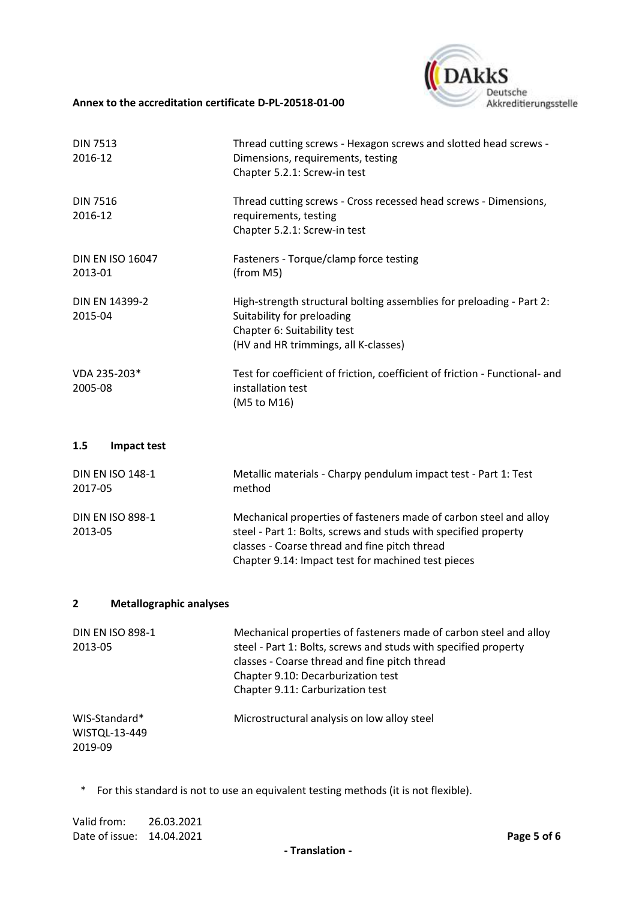| | |
|---|---|
| DIN 7513<br>2016-12 | Thread cutting screws - Hexagon screws and slotted head screws - Dimensions, requirements, testing<br>Chapter 5.2.1: Screw-in test |
| DIN 7516<br>2016-12 | Thread cutting screws - Cross recessed head screws - Dimensions, requirements, testing<br>Chapter 5.2.1: Screw-in test |
| DIN EN ISO 16047<br>2013-01 | Fasteners - Torque/clamp force testing<br>(from M5) |
| DIN EN 14399-2<br>2015-04 | High-strength structural bolting assemblies for preloading - Part 2: Suitability for preloading<br>Chapter 6: Suitability test<br>(HV and HR trimmings, all K-classes) |
| VDA 235-203*<br>2005-08 | Test for coefficient of friction, coefficient of friction - Functional- and installation test<br>(M5 to M16) |

### 1.5 Impact test

| | |
|---|---|
| DIN EN ISO 148-1<br>2017-05 | Metallic materials - Charpy pendulum impact test - Part 1: Test method |
| DIN EN ISO 898-1<br>2013-05 | Mechanical properties of fasteners made of carbon steel and alloy steel - Part 1: Bolts, screws and studs with specified property classes - Coarse thread and fine pitch thread<br>Chapter 9.14: Impact test for machined test pieces |

## 2 Metallographic analyses

| | |
|---|---|
| DIN EN ISO 898-1<br>2013-05 | Mechanical properties of fasteners made of carbon steel and alloy steel - Part 1: Bolts, screws and studs with specified property classes - Coarse thread and fine pitch thread<br>Chapter 9.10: Decarburization test<br>Chapter 9.11: Carburization test |
| WIS-Standard*<br>WISTQL-13-449<br>2019-09 | Microstructural analysis on low alloy steel |

\* For this standard is not to use an equivalent testing methods (it is not flexible).

Valid from: 26.03.2021
Date of issue: 14.04.2021

- Translation -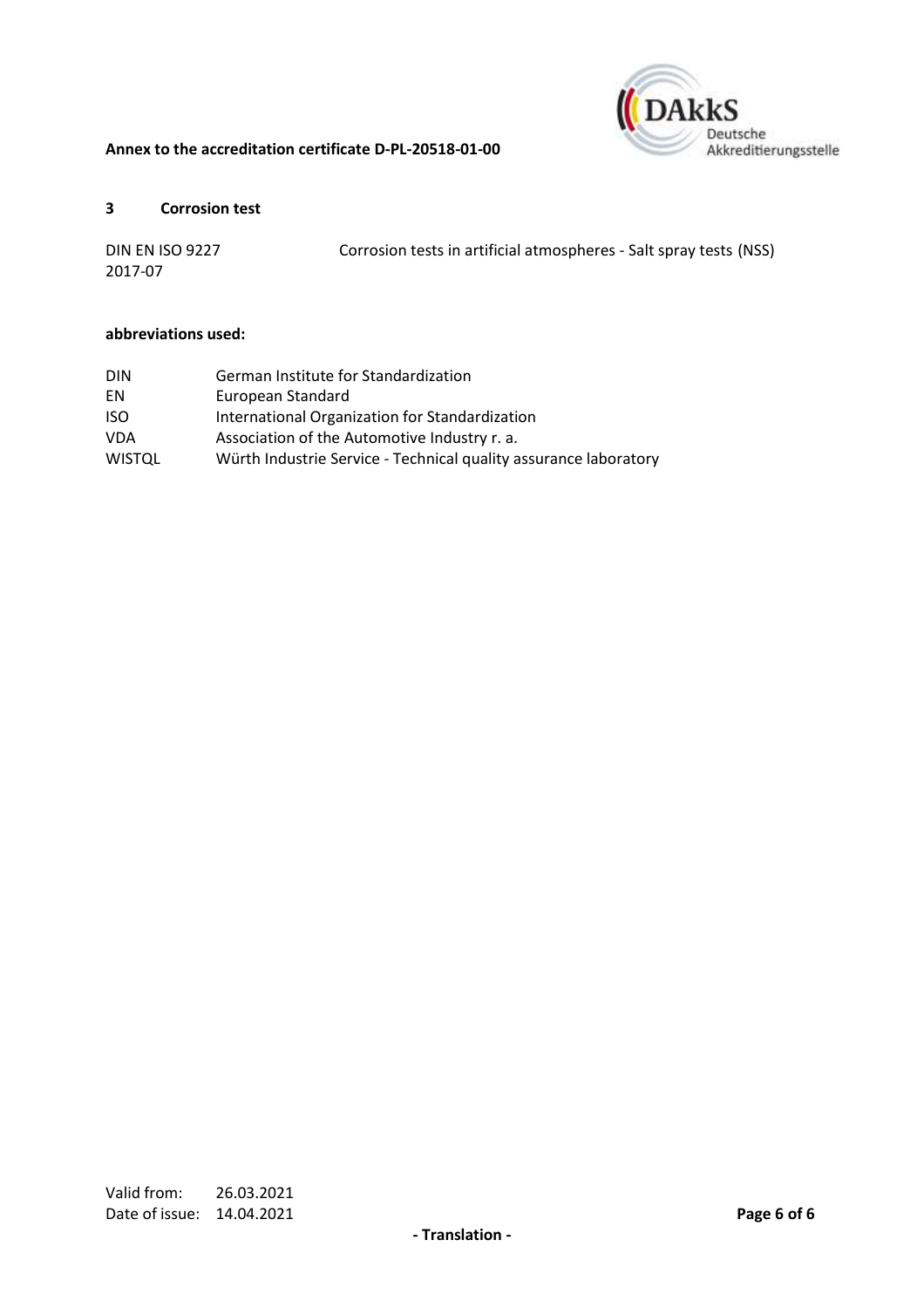## 3 Corrosion test

| | |
|---|---|
| DIN EN ISO 9227 2017-07 | Corrosion tests in artificial atmospheres - Salt spray tests (NSS) |

**abbreviations used:**

| | |
|---|---|
| DIN | German Institute for Standardization |
| EN | European Standard |
| ISO | International Organization for Standardization |
| VDA | Association of the Automotive Industry r. a. |
| WISTQL | Würth Industrie Service - Technical quality assurance laboratory |